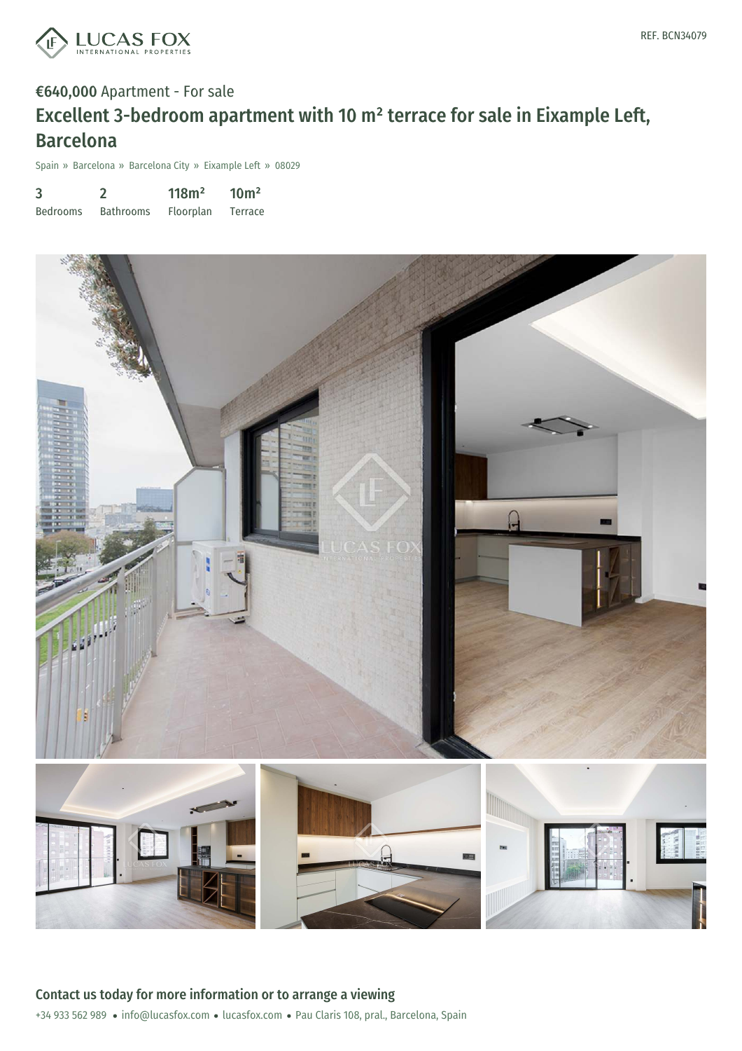REF. BCN34079

**€640,000** Apartment - For sale

# Excellent 3-bedroom apartment with 10 m² terrace for sale in Eixample Left, Barcelona

Spain » Barcelona » Barcelona City » Eixample Left » 08029

| 3 | 2 | 118m² | 10m² |
| --- | --- | --- | --- |
| Bedrooms | Bathrooms | Floorplan | Terrace |

## Contact us today for more information or to arrange a viewing

+34 933 562 989 • info@lucasfox.com • lucasfox.com • Pau Claris 108, pral., Barcelona, Spain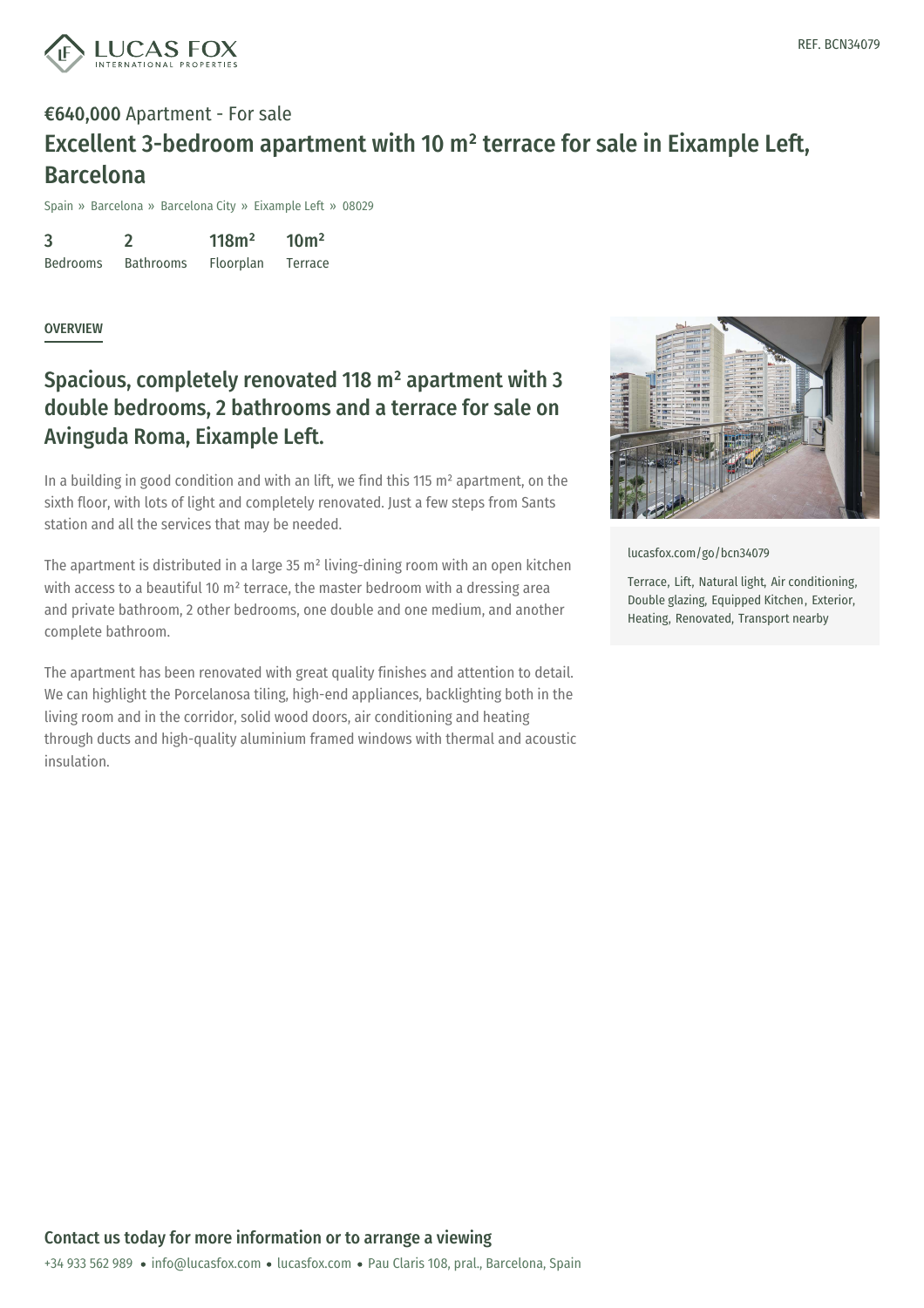REF. BCN34079

**€640,000** Apartment - For sale

# Excellent 3-bedroom apartment with 10 m² terrace for sale in Eixample Left, Barcelona

Spain » Barcelona » Barcelona City » Eixample Left » 08029

| 3 | 2 | 118m² | 10m² |
|---|---|---|---|
| Bedrooms | Bathrooms | Floorplan | Terrace |

## OVERVIEW

## Spacious, completely renovated 118 m² apartment with 3 double bedrooms, 2 bathrooms and a terrace for sale on Avinguda Roma, Eixample Left.

In a building in good condition and with an lift, we find this 115 m² apartment, on the sixth floor, with lots of light and completely renovated. Just a few steps from Sants station and all the services that may be needed.

The apartment is distributed in a large 35 m² living-dining room with an open kitchen with access to a beautiful 10 m² terrace, the master bedroom with a dressing area and private bathroom, 2 other bedrooms, one double and one medium, and another complete bathroom.

The apartment has been renovated with great quality finishes and attention to detail. We can highlight the Porcelanosa tiling, high-end appliances, backlighting both in the living room and in the corridor, solid wood doors, air conditioning and heating through ducts and high-quality aluminium framed windows with thermal and acoustic insulation.

lucasfox.com/go/bcn34079

Terrace, Lift, Natural light, Air conditioning, Double glazing, Equipped Kitchen, Exterior, Heating, Renovated, Transport nearby

**Contact us today for more information or to arrange a viewing**

+34 933 562 989 • info@lucasfox.com • lucasfox.com • Pau Claris 108, pral., Barcelona, Spain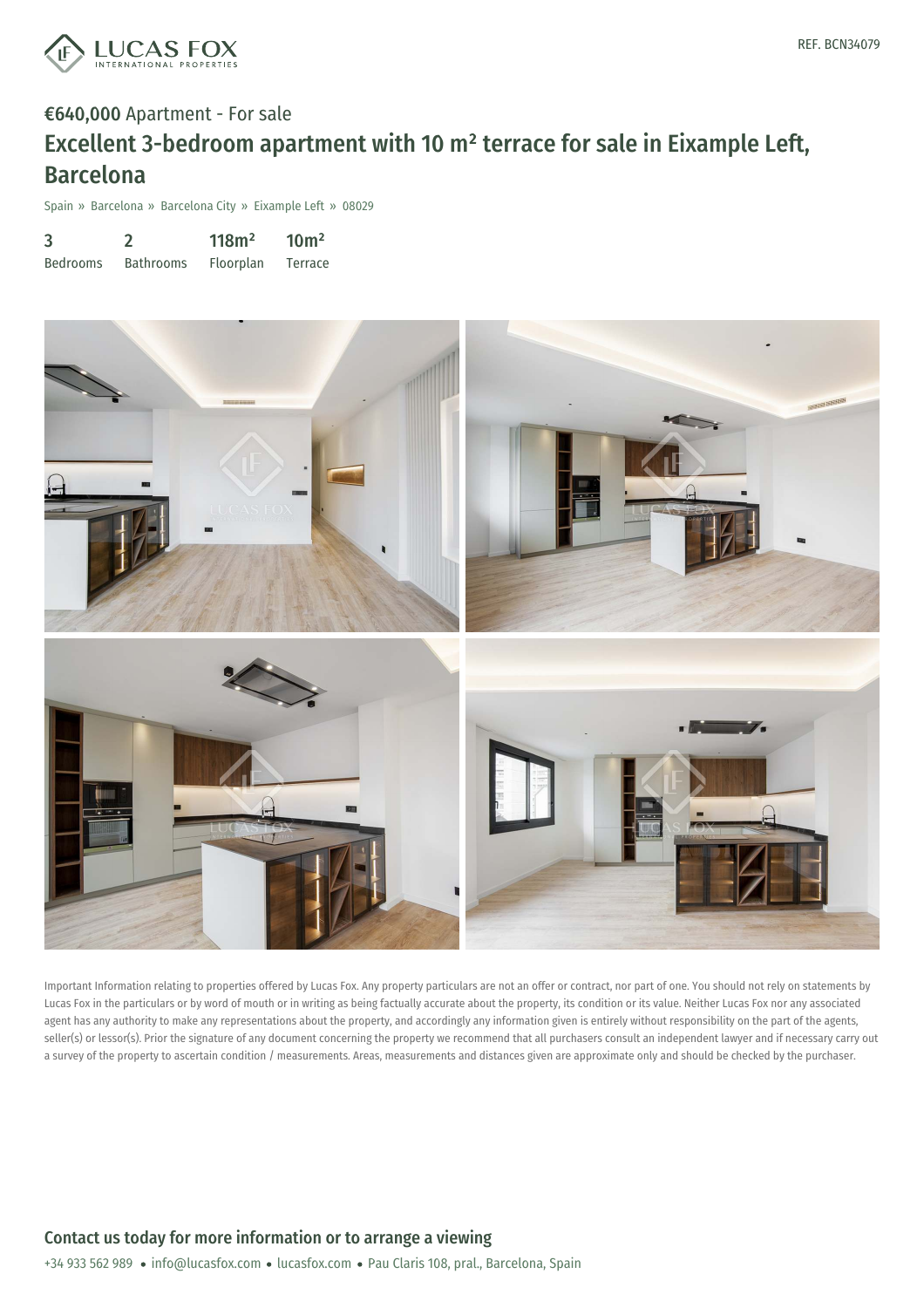REF. BCN34079

**€640,000** Apartment - For sale

# Excellent 3-bedroom apartment with 10 m² terrace for sale in Eixample Left, Barcelona

Spain » Barcelona » Barcelona City » Eixample Left » 08029

| | | | |
|---|---|---|---|
| 3 | 2 | 118m² | 10m² |
| Bedrooms | Bathrooms | Floorplan | Terrace |

Important Information relating to properties offered by Lucas Fox. Any property particulars are not an offer or contract, nor part of one. You should not rely on statements by Lucas Fox in the particulars or by word of mouth or in writing as being factually accurate about the property, its condition or its value. Neither Lucas Fox nor any associated agent has any authority to make any representations about the property, and accordingly any information given is entirely without responsibility on the part of the agents, seller(s) or lessor(s). Prior the signature of any document concerning the property we recommend that all purchasers consult an independent lawyer and if necessary carry out a survey of the property to ascertain condition / measurements. Areas, measurements and distances given are approximate only and should be checked by the purchaser.

## Contact us today for more information or to arrange a viewing

+34 933 562 989 • info@lucasfox.com • lucasfox.com • Pau Claris 108, pral., Barcelona, Spain